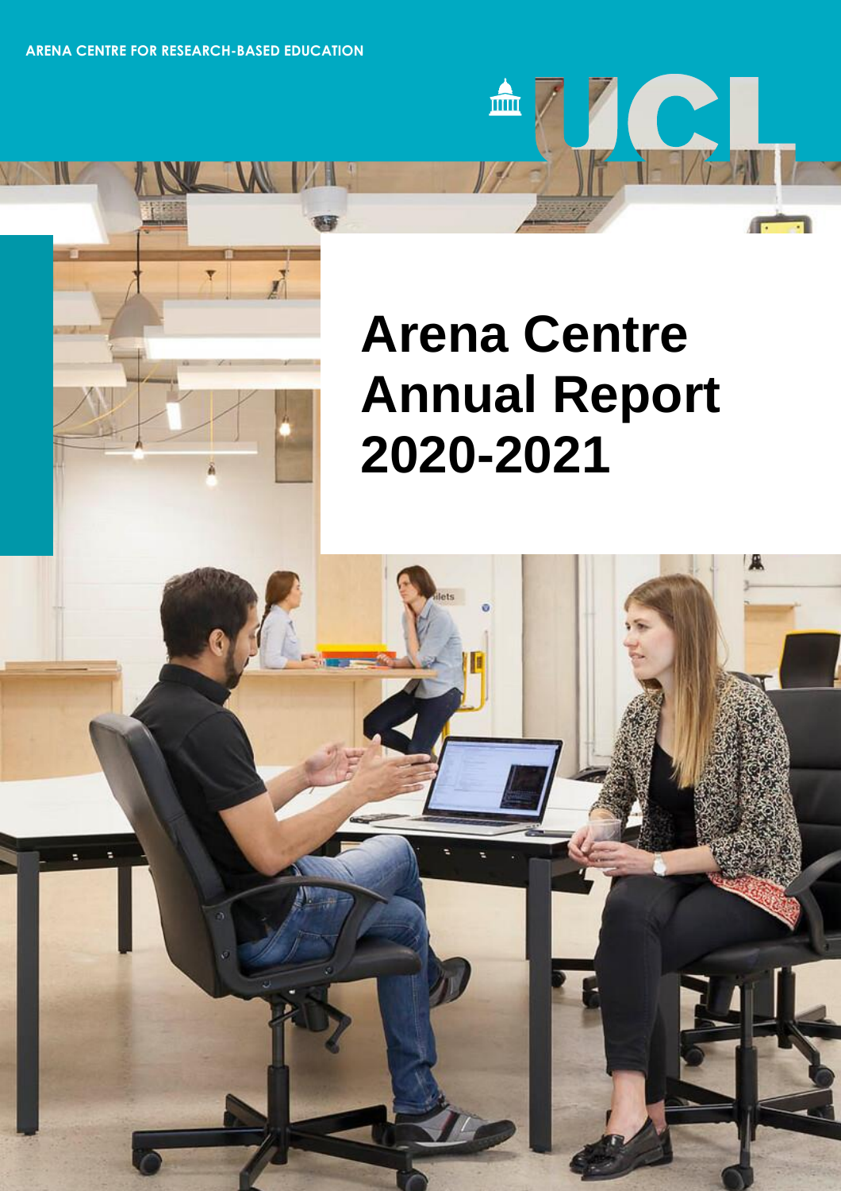ARENA CENTRE FOR RESEARCH-BASED EDUCATION

UCL

# Arena Centre Annual Report 2020-2021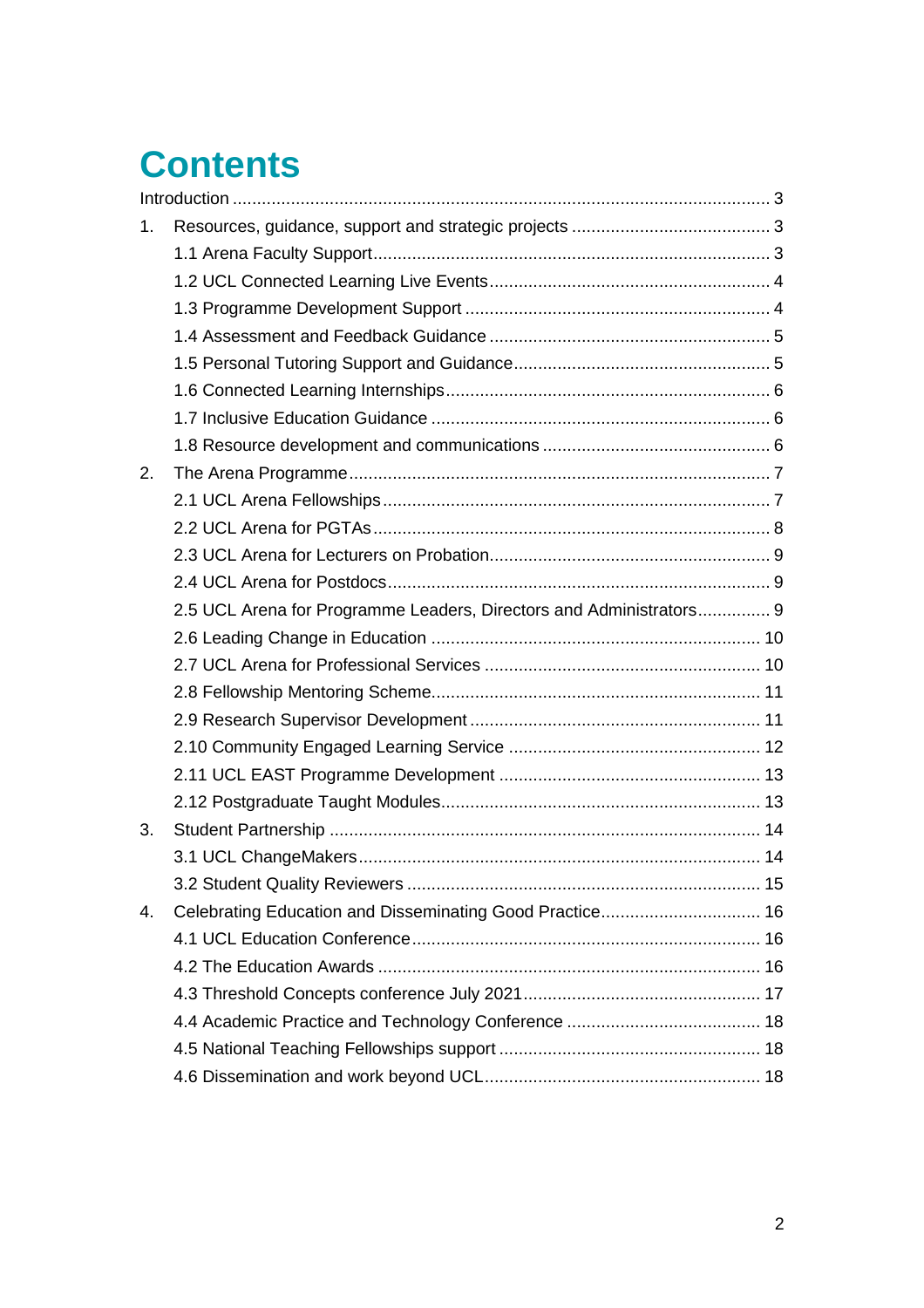# Contents

Introduction ............................................................................................................ 3

1. Resources, guidance, support and strategic projects ........................................ 3
   - 1.1 Arena Faculty Support................................................................................ 3
   - 1.2 UCL Connected Learning Live Events......................................................... 4
   - 1.3 Programme Development Support .............................................................. 4
   - 1.4 Assessment and Feedback Guidance ......................................................... 5
   - 1.5 Personal Tutoring Support and Guidance.................................................... 5
   - 1.6 Connected Learning Internships................................................................. 6
   - 1.7 Inclusive Education Guidance ..................................................................... 6
   - 1.8 Resource development and communications .............................................. 6
2. The Arena Programme...................................................................................... 7
   - 2.1 UCL Arena Fellowships............................................................................... 7
   - 2.2 UCL Arena for PGTAs................................................................................. 8
   - 2.3 UCL Arena for Lecturers on Probation......................................................... 9
   - 2.4 UCL Arena for Postdocs.............................................................................. 9
   - 2.5 UCL Arena for Programme Leaders, Directors and Administrators.............. 9
   - 2.6 Leading Change in Education ................................................................... 10
   - 2.7 UCL Arena for Professional Services ........................................................ 10
   - 2.8 Fellowship Mentoring Scheme................................................................... 11
   - 2.9 Research Supervisor Development ........................................................... 11
   - 2.10 Community Engaged Learning Service .................................................... 12
   - 2.11 UCL EAST Programme Development ..................................................... 13
   - 2.12 Postgraduate Taught Modules................................................................. 13
3. Student Partnership ........................................................................................ 14
   - 3.1 UCL ChangeMakers.................................................................................. 14
   - 3.2 Student Quality Reviewers ........................................................................ 15
4. Celebrating Education and Disseminating Good Practice................................ 16
   - 4.1 UCL Education Conference....................................................................... 16
   - 4.2 The Education Awards .............................................................................. 16
   - 4.3 Threshold Concepts conference July 2021................................................ 17
   - 4.4 Academic Practice and Technology Conference ....................................... 18
   - 4.5 National Teaching Fellowships support ..................................................... 18
   - 4.6 Dissemination and work beyond UCL........................................................ 18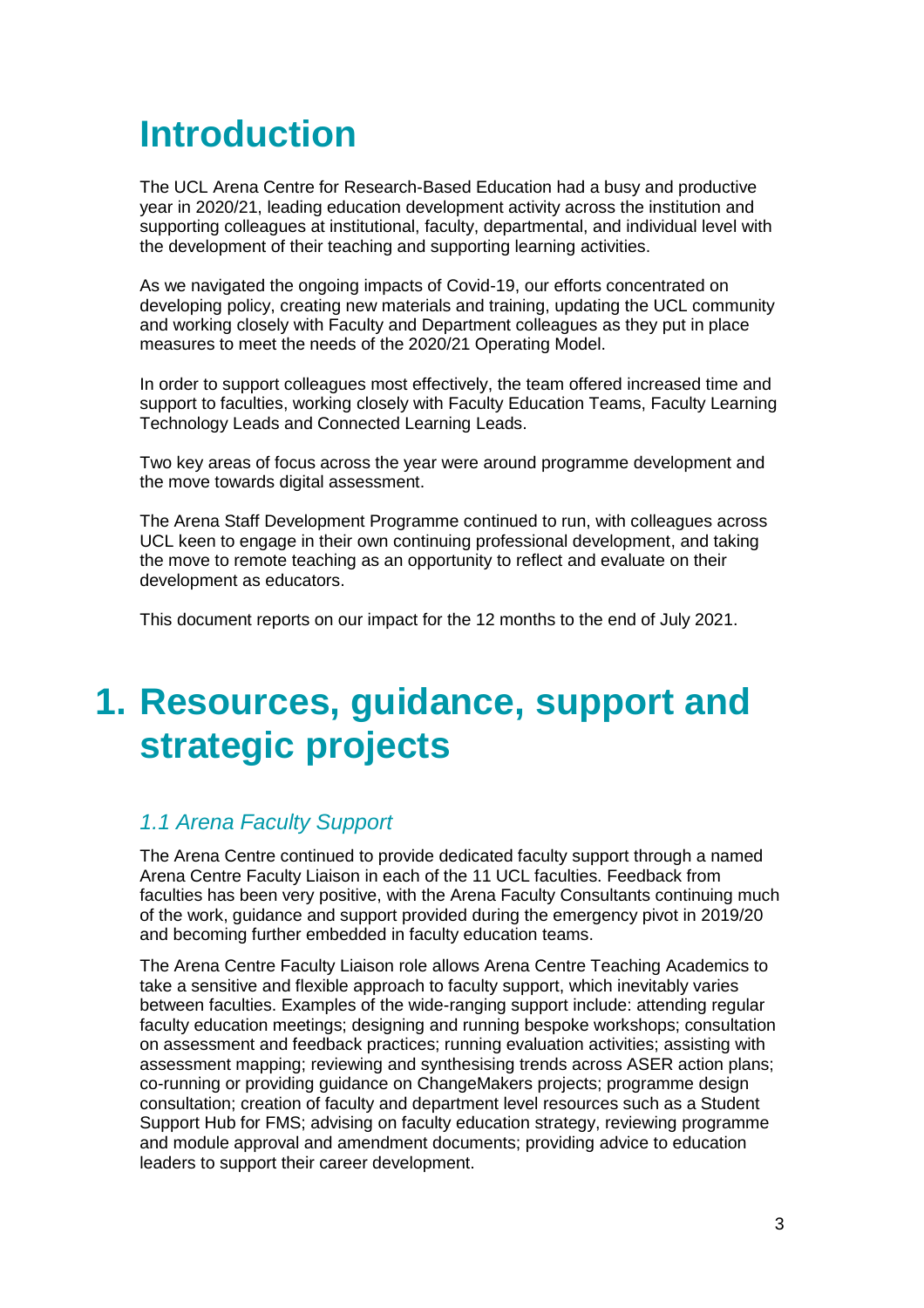# Introduction

The UCL Arena Centre for Research-Based Education had a busy and productive year in 2020/21, leading education development activity across the institution and supporting colleagues at institutional, faculty, departmental, and individual level with the development of their teaching and supporting learning activities.

As we navigated the ongoing impacts of Covid-19, our efforts concentrated on developing policy, creating new materials and training, updating the UCL community and working closely with Faculty and Department colleagues as they put in place measures to meet the needs of the 2020/21 Operating Model.

In order to support colleagues most effectively, the team offered increased time and support to faculties, working closely with Faculty Education Teams, Faculty Learning Technology Leads and Connected Learning Leads.

Two key areas of focus across the year were around programme development and the move towards digital assessment.

The Arena Staff Development Programme continued to run, with colleagues across UCL keen to engage in their own continuing professional development, and taking the move to remote teaching as an opportunity to reflect and evaluate on their development as educators.

This document reports on our impact for the 12 months to the end of July 2021.

# 1. Resources, guidance, support and strategic projects

## *1.1 Arena Faculty Support*

The Arena Centre continued to provide dedicated faculty support through a named Arena Centre Faculty Liaison in each of the 11 UCL faculties. Feedback from faculties has been very positive, with the Arena Faculty Consultants continuing much of the work, guidance and support provided during the emergency pivot in 2019/20 and becoming further embedded in faculty education teams.

The Arena Centre Faculty Liaison role allows Arena Centre Teaching Academics to take a sensitive and flexible approach to faculty support, which inevitably varies between faculties. Examples of the wide-ranging support include: attending regular faculty education meetings; designing and running bespoke workshops; consultation on assessment and feedback practices; running evaluation activities; assisting with assessment mapping; reviewing and synthesising trends across ASER action plans; co-running or providing guidance on ChangeMakers projects; programme design consultation; creation of faculty and department level resources such as a Student Support Hub for FMS; advising on faculty education strategy, reviewing programme and module approval and amendment documents; providing advice to education leaders to support their career development.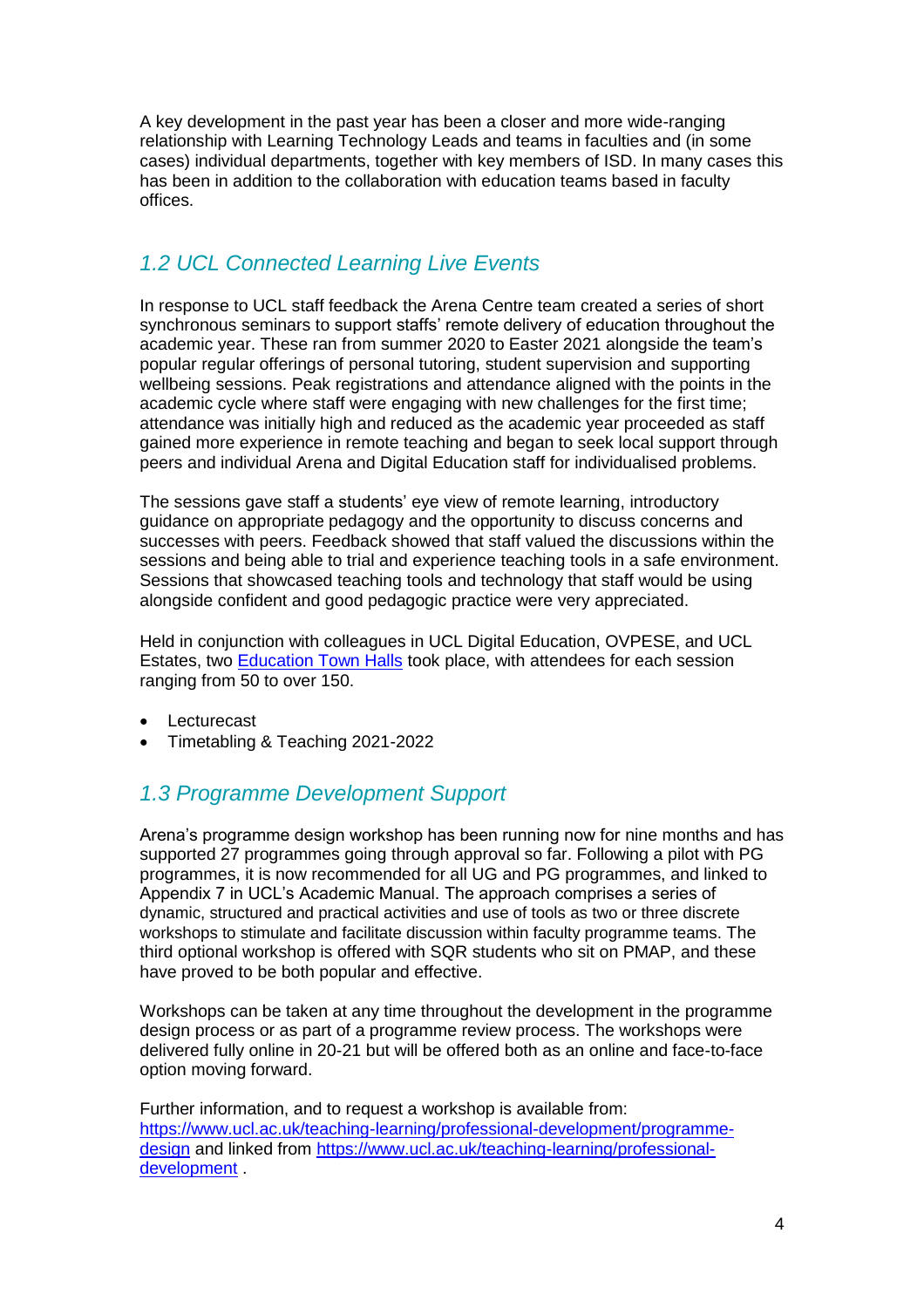A key development in the past year has been a closer and more wide-ranging relationship with Learning Technology Leads and teams in faculties and (in some cases) individual departments, together with key members of ISD. In many cases this has been in addition to the collaboration with education teams based in faculty offices.

## 1.2 UCL Connected Learning Live Events

In response to UCL staff feedback the Arena Centre team created a series of short synchronous seminars to support staffs' remote delivery of education throughout the academic year. These ran from summer 2020 to Easter 2021 alongside the team's popular regular offerings of personal tutoring, student supervision and supporting wellbeing sessions. Peak registrations and attendance aligned with the points in the academic cycle where staff were engaging with new challenges for the first time; attendance was initially high and reduced as the academic year proceeded as staff gained more experience in remote teaching and began to seek local support through peers and individual Arena and Digital Education staff for individualised problems.

The sessions gave staff a students' eye view of remote learning, introductory guidance on appropriate pedagogy and the opportunity to discuss concerns and successes with peers. Feedback showed that staff valued the discussions within the sessions and being able to trial and experience teaching tools in a safe environment. Sessions that showcased teaching tools and technology that staff would be using alongside confident and good pedagogic practice were very appreciated.

Held in conjunction with colleagues in UCL Digital Education, OVPESE, and UCL Estates, two Education Town Halls took place, with attendees for each session ranging from 50 to over 150.

- Lecturecast
- Timetabling & Teaching 2021-2022

## 1.3 Programme Development Support

Arena's programme design workshop has been running now for nine months and has supported 27 programmes going through approval so far. Following a pilot with PG programmes, it is now recommended for all UG and PG programmes, and linked to Appendix 7 in UCL's Academic Manual. The approach comprises a series of dynamic, structured and practical activities and use of tools as two or three discrete workshops to stimulate and facilitate discussion within faculty programme teams. The third optional workshop is offered with SQR students who sit on PMAP, and these have proved to be both popular and effective.

Workshops can be taken at any time throughout the development in the programme design process or as part of a programme review process. The workshops were delivered fully online in 20-21 but will be offered both as an online and face-to-face option moving forward.

Further information, and to request a workshop is available from: https://www.ucl.ac.uk/teaching-learning/professional-development/programme-design and linked from https://www.ucl.ac.uk/teaching-learning/professional-development .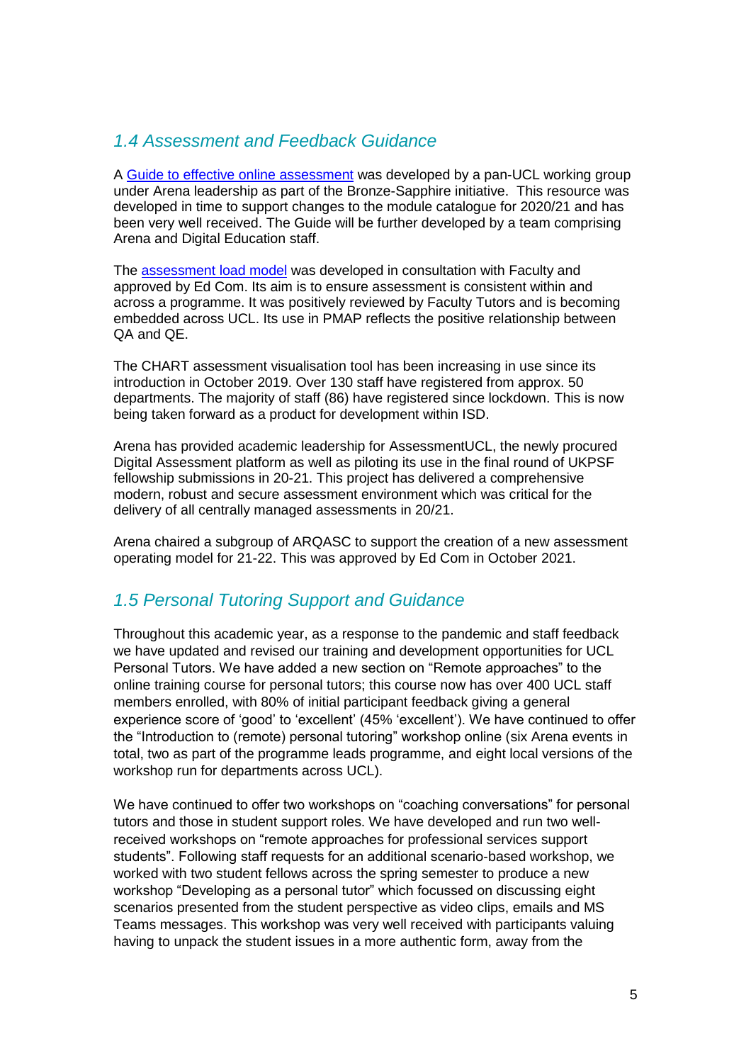## *1.4 Assessment and Feedback Guidance*

A [Guide to effective online assessment]() was developed by a pan-UCL working group under Arena leadership as part of the Bronze-Sapphire initiative. This resource was developed in time to support changes to the module catalogue for 2020/21 and has been very well received. The Guide will be further developed by a team comprising Arena and Digital Education staff.

The [assessment load model]() was developed in consultation with Faculty and approved by Ed Com. Its aim is to ensure assessment is consistent within and across a programme. It was positively reviewed by Faculty Tutors and is becoming embedded across UCL. Its use in PMAP reflects the positive relationship between QA and QE.

The CHART assessment visualisation tool has been increasing in use since its introduction in October 2019. Over 130 staff have registered from approx. 50 departments. The majority of staff (86) have registered since lockdown. This is now being taken forward as a product for development within ISD.

Arena has provided academic leadership for AssessmentUCL, the newly procured Digital Assessment platform as well as piloting its use in the final round of UKPSF fellowship submissions in 20-21. This project has delivered a comprehensive modern, robust and secure assessment environment which was critical for the delivery of all centrally managed assessments in 20/21.

Arena chaired a subgroup of ARQASC to support the creation of a new assessment operating model for 21-22. This was approved by Ed Com in October 2021.

## *1.5 Personal Tutoring Support and Guidance*

Throughout this academic year, as a response to the pandemic and staff feedback we have updated and revised our training and development opportunities for UCL Personal Tutors. We have added a new section on "Remote approaches" to the online training course for personal tutors; this course now has over 400 UCL staff members enrolled, with 80% of initial participant feedback giving a general experience score of 'good' to 'excellent' (45% 'excellent'). We have continued to offer the "Introduction to (remote) personal tutoring" workshop online (six Arena events in total, two as part of the programme leads programme, and eight local versions of the workshop run for departments across UCL).

We have continued to offer two workshops on "coaching conversations" for personal tutors and those in student support roles. We have developed and run two well-received workshops on "remote approaches for professional services support students". Following staff requests for an additional scenario-based workshop, we worked with two student fellows across the spring semester to produce a new workshop "Developing as a personal tutor" which focussed on discussing eight scenarios presented from the student perspective as video clips, emails and MS Teams messages. This workshop was very well received with participants valuing having to unpack the student issues in a more authentic form, away from the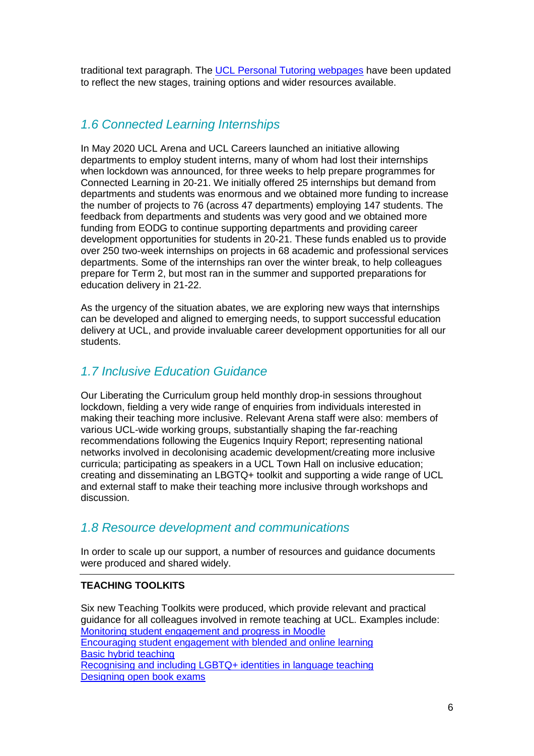traditional text paragraph. The [UCL Personal Tutoring webpages]() have been updated to reflect the new stages, training options and wider resources available.

## *1.6 Connected Learning Internships*

In May 2020 UCL Arena and UCL Careers launched an initiative allowing departments to employ student interns, many of whom had lost their internships when lockdown was announced, for three weeks to help prepare programmes for Connected Learning in 20-21. We initially offered 25 internships but demand from departments and students was enormous and we obtained more funding to increase the number of projects to 76 (across 47 departments) employing 147 students. The feedback from departments and students was very good and we obtained more funding from EODG to continue supporting departments and providing career development opportunities for students in 20-21. These funds enabled us to provide over 250 two-week internships on projects in 68 academic and professional services departments. Some of the internships ran over the winter break, to help colleagues prepare for Term 2, but most ran in the summer and supported preparations for education delivery in 21-22.

As the urgency of the situation abates, we are exploring new ways that internships can be developed and aligned to emerging needs, to support successful education delivery at UCL, and provide invaluable career development opportunities for all our students.

## *1.7 Inclusive Education Guidance*

Our Liberating the Curriculum group held monthly drop-in sessions throughout lockdown, fielding a very wide range of enquiries from individuals interested in making their teaching more inclusive. Relevant Arena staff were also: members of various UCL-wide working groups, substantially shaping the far-reaching recommendations following the Eugenics Inquiry Report; representing national networks involved in decolonising academic development/creating more inclusive curricula; participating as speakers in a UCL Town Hall on inclusive education; creating and disseminating an LBGTQ+ toolkit and supporting a wide range of UCL and external staff to make their teaching more inclusive through workshops and discussion.

## *1.8 Resource development and communications*

In order to scale up our support, a number of resources and guidance documents were produced and shared widely.

---

**TEACHING TOOLKITS**

Six new Teaching Toolkits were produced, which provide relevant and practical guidance for all colleagues involved in remote teaching at UCL. Examples include:
[Monitoring student engagement and progress in Moodle]()
[Encouraging student engagement with blended and online learning]()
[Basic hybrid teaching]()
[Recognising and including LGBTQ+ identities in language teaching]()
[Designing open book exams]()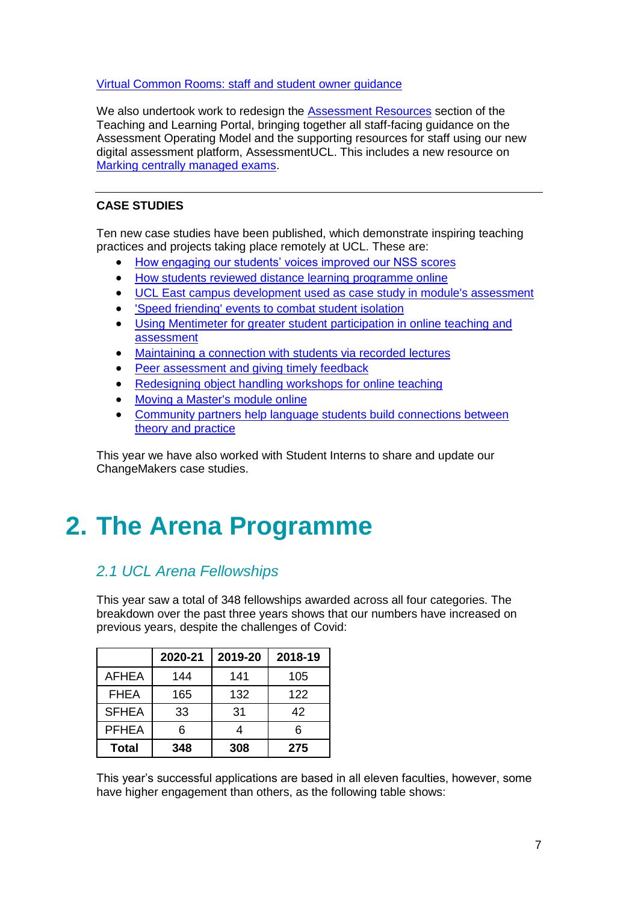Virtual Common Rooms: staff and student owner guidance

We also undertook work to redesign the Assessment Resources section of the Teaching and Learning Portal, bringing together all staff-facing guidance on the Assessment Operating Model and the supporting resources for staff using our new digital assessment platform, AssessmentUCL. This includes a new resource on Marking centrally managed exams.

---

**CASE STUDIES**

Ten new case studies have been published, which demonstrate inspiring teaching practices and projects taking place remotely at UCL. These are:

- How engaging our students' voices improved our NSS scores
- How students reviewed distance learning programme online
- UCL East campus development used as case study in module's assessment
- 'Speed friending' events to combat student isolation
- Using Mentimeter for greater student participation in online teaching and assessment
- Maintaining a connection with students via recorded lectures
- Peer assessment and giving timely feedback
- Redesigning object handling workshops for online teaching
- Moving a Master's module online
- Community partners help language students build connections between theory and practice

This year we have also worked with Student Interns to share and update our ChangeMakers case studies.

# 2. The Arena Programme

## *2.1 UCL Arena Fellowships*

This year saw a total of 348 fellowships awarded across all four categories. The breakdown over the past three years shows that our numbers have increased on previous years, despite the challenges of Covid:

| | 2020-21 | 2019-20 | 2018-19 |
|---|---|---|---|
| AFHEA | 144 | 141 | 105 |
| FHEA | 165 | 132 | 122 |
| SFHEA | 33 | 31 | 42 |
| PFHEA | 6 | 4 | 6 |
| **Total** | **348** | **308** | **275** |

This year's successful applications are based in all eleven faculties, however, some have higher engagement than others, as the following table shows: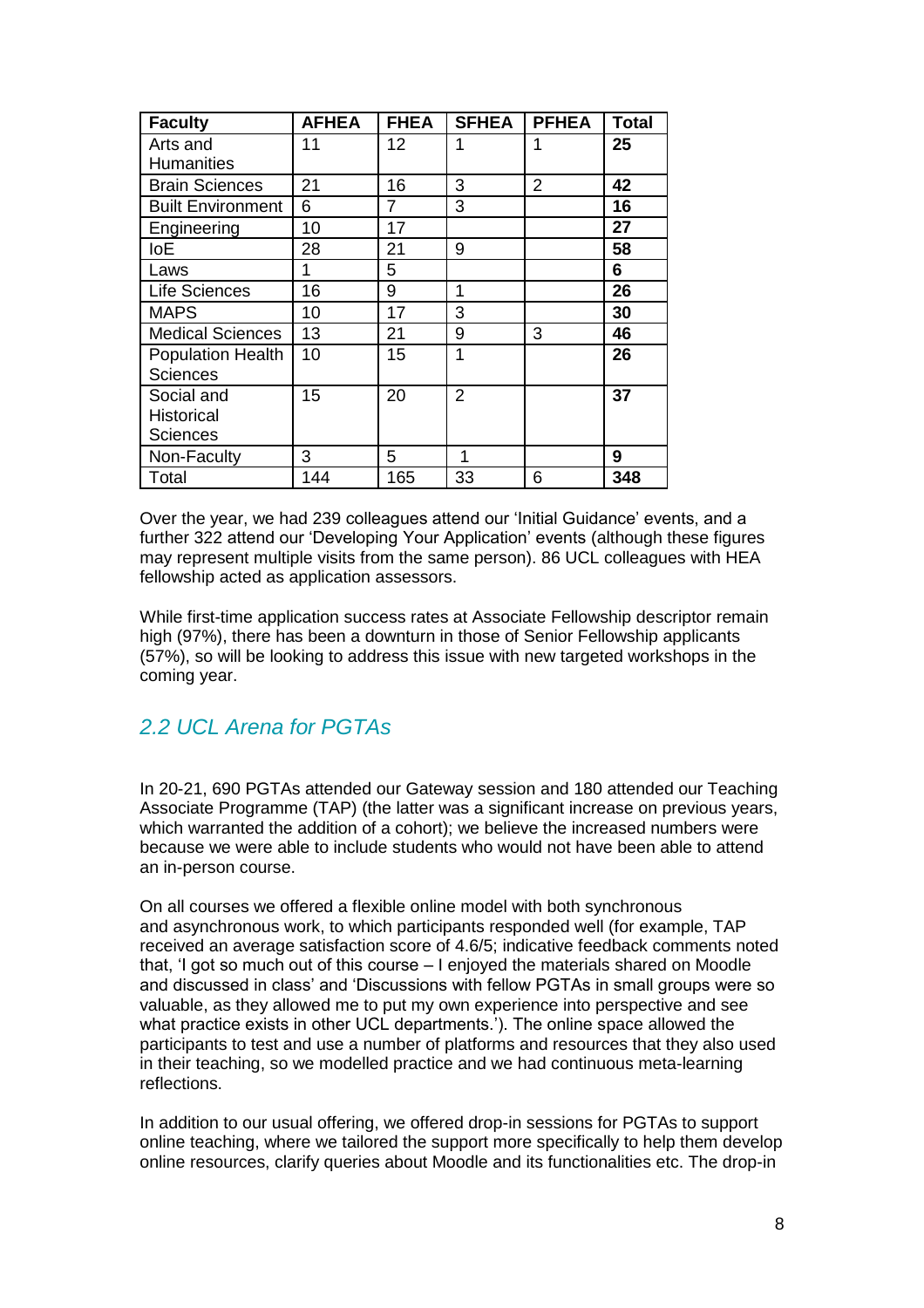| Faculty | AFHEA | FHEA | SFHEA | PFHEA | Total |
|---|---|---|---|---|---|
| Arts and Humanities | 11 | 12 | 1 | 1 | **25** |
| Brain Sciences | 21 | 16 | 3 | 2 | **42** |
| Built Environment | 6 | 7 | 3 | | **16** |
| Engineering | 10 | 17 | | | **27** |
| IoE | 28 | 21 | 9 | | **58** |
| Laws | 1 | 5 | | | **6** |
| Life Sciences | 16 | 9 | 1 | | **26** |
| MAPS | 10 | 17 | 3 | | **30** |
| Medical Sciences | 13 | 21 | 9 | 3 | **46** |
| Population Health Sciences | 10 | 15 | 1 | | **26** |
| Social and Historical Sciences | 15 | 20 | 2 | | **37** |
| Non-Faculty | 3 | 5 | 1 | | **9** |
| Total | 144 | 165 | 33 | 6 | **348** |

Over the year, we had 239 colleagues attend our 'Initial Guidance' events, and a further 322 attend our 'Developing Your Application' events (although these figures may represent multiple visits from the same person). 86 UCL colleagues with HEA fellowship acted as application assessors.

While first-time application success rates at Associate Fellowship descriptor remain high (97%), there has been a downturn in those of Senior Fellowship applicants (57%), so will be looking to address this issue with new targeted workshops in the coming year.

## *2.2 UCL Arena for PGTAs*

In 20-21, 690 PGTAs attended our Gateway session and 180 attended our Teaching Associate Programme (TAP) (the latter was a significant increase on previous years, which warranted the addition of a cohort); we believe the increased numbers were because we were able to include students who would not have been able to attend an in-person course.

On all courses we offered a flexible online model with both synchronous and asynchronous work, to which participants responded well (for example, TAP received an average satisfaction score of 4.6/5; indicative feedback comments noted that, 'I got so much out of this course – I enjoyed the materials shared on Moodle and discussed in class' and 'Discussions with fellow PGTAs in small groups were so valuable, as they allowed me to put my own experience into perspective and see what practice exists in other UCL departments.'). The online space allowed the participants to test and use a number of platforms and resources that they also used in their teaching, so we modelled practice and we had continuous meta-learning reflections.

In addition to our usual offering, we offered drop-in sessions for PGTAs to support online teaching, where we tailored the support more specifically to help them develop online resources, clarify queries about Moodle and its functionalities etc. The drop-in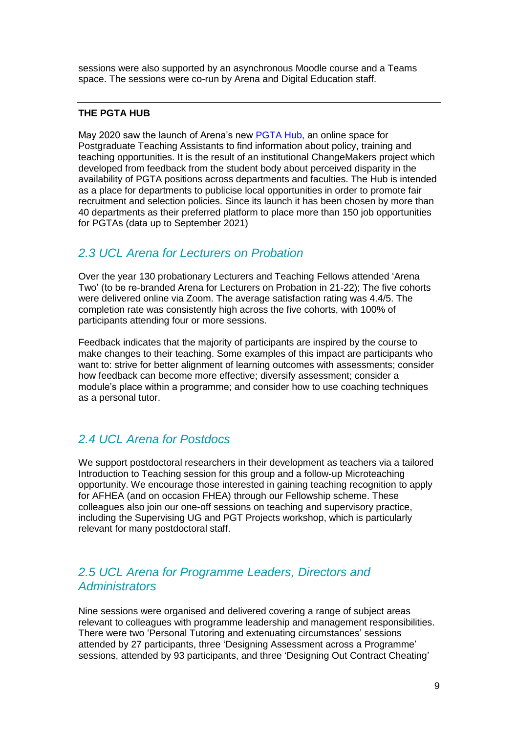sessions were also supported by an asynchronous Moodle course and a Teams space. The sessions were co-run by Arena and Digital Education staff.

---

**THE PGTA HUB**

May 2020 saw the launch of Arena's new [PGTA Hub](), an online space for Postgraduate Teaching Assistants to find information about policy, training and teaching opportunities. It is the result of an institutional ChangeMakers project which developed from feedback from the student body about perceived disparity in the availability of PGTA positions across departments and faculties. The Hub is intended as a place for departments to publicise local opportunities in order to promote fair recruitment and selection policies. Since its launch it has been chosen by more than 40 departments as their preferred platform to place more than 150 job opportunities for PGTAs (data up to September 2021)

## *2.3 UCL Arena for Lecturers on Probation*

Over the year 130 probationary Lecturers and Teaching Fellows attended 'Arena Two' (to be re-branded Arena for Lecturers on Probation in 21-22); The five cohorts were delivered online via Zoom. The average satisfaction rating was 4.4/5. The completion rate was consistently high across the five cohorts, with 100% of participants attending four or more sessions.

Feedback indicates that the majority of participants are inspired by the course to make changes to their teaching. Some examples of this impact are participants who want to: strive for better alignment of learning outcomes with assessments; consider how feedback can become more effective; diversify assessment; consider a module's place within a programme; and consider how to use coaching techniques as a personal tutor.

## *2.4 UCL Arena for Postdocs*

We support postdoctoral researchers in their development as teachers via a tailored Introduction to Teaching session for this group and a follow-up Microteaching opportunity. We encourage those interested in gaining teaching recognition to apply for AFHEA (and on occasion FHEA) through our Fellowship scheme. These colleagues also join our one-off sessions on teaching and supervisory practice, including the Supervising UG and PGT Projects workshop, which is particularly relevant for many postdoctoral staff.

## *2.5 UCL Arena for Programme Leaders, Directors and Administrators*

Nine sessions were organised and delivered covering a range of subject areas relevant to colleagues with programme leadership and management responsibilities. There were two 'Personal Tutoring and extenuating circumstances' sessions attended by 27 participants, three 'Designing Assessment across a Programme' sessions, attended by 93 participants, and three 'Designing Out Contract Cheating'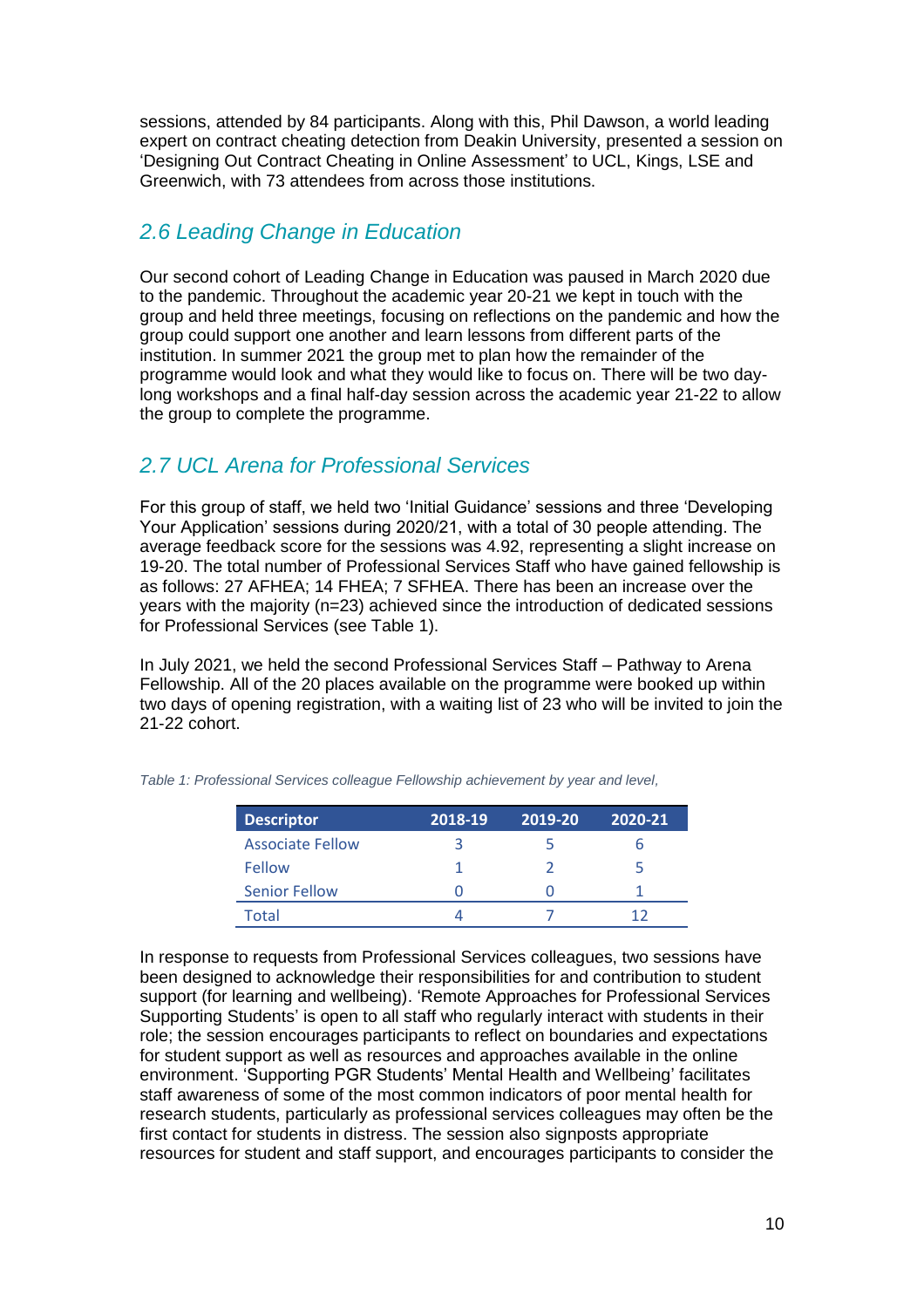sessions, attended by 84 participants. Along with this, Phil Dawson, a world leading expert on contract cheating detection from Deakin University, presented a session on 'Designing Out Contract Cheating in Online Assessment' to UCL, Kings, LSE and Greenwich, with 73 attendees from across those institutions.

## *2.6 Leading Change in Education*

Our second cohort of Leading Change in Education was paused in March 2020 due to the pandemic. Throughout the academic year 20-21 we kept in touch with the group and held three meetings, focusing on reflections on the pandemic and how the group could support one another and learn lessons from different parts of the institution. In summer 2021 the group met to plan how the remainder of the programme would look and what they would like to focus on. There will be two day-long workshops and a final half-day session across the academic year 21-22 to allow the group to complete the programme.

## *2.7 UCL Arena for Professional Services*

For this group of staff, we held two 'Initial Guidance' sessions and three 'Developing Your Application' sessions during 2020/21, with a total of 30 people attending. The average feedback score for the sessions was 4.92, representing a slight increase on 19-20. The total number of Professional Services Staff who have gained fellowship is as follows: 27 AFHEA; 14 FHEA; 7 SFHEA. There has been an increase over the years with the majority (n=23) achieved since the introduction of dedicated sessions for Professional Services (see Table 1).

In July 2021, we held the second Professional Services Staff – Pathway to Arena Fellowship. All of the 20 places available on the programme were booked up within two days of opening registration, with a waiting list of 23 who will be invited to join the 21-22 cohort.

*Table 1: Professional Services colleague Fellowship achievement by year and level,*

| Descriptor | 2018-19 | 2019-20 | 2020-21 |
|---|---|---|---|
| Associate Fellow | 3 | 5 | 6 |
| Fellow | 1 | 2 | 5 |
| Senior Fellow | 0 | 0 | 1 |
| Total | 4 | 7 | 12 |

In response to requests from Professional Services colleagues, two sessions have been designed to acknowledge their responsibilities for and contribution to student support (for learning and wellbeing). 'Remote Approaches for Professional Services Supporting Students' is open to all staff who regularly interact with students in their role; the session encourages participants to reflect on boundaries and expectations for student support as well as resources and approaches available in the online environment. 'Supporting PGR Students' Mental Health and Wellbeing' facilitates staff awareness of some of the most common indicators of poor mental health for research students, particularly as professional services colleagues may often be the first contact for students in distress. The session also signposts appropriate resources for student and staff support, and encourages participants to consider the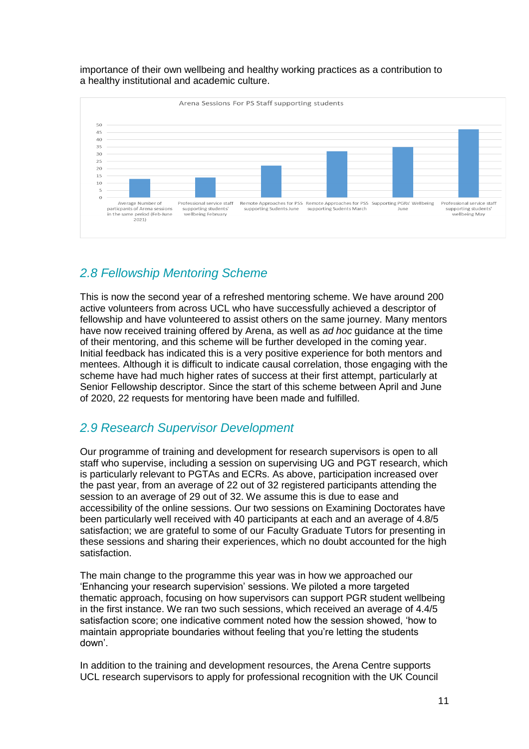importance of their own wellbeing and healthy working practices as a contribution to a healthy institutional and academic culture.

Arena Sessions For PS Staff supporting students

- Average Number of particpants of Arena sessions in the same period (Feb-June 2021)
- Professional service staff supporting students' wellbeing February
- Remote Approaches for PSS supporting Sudents June
- Remote Approaches for PSS supporting Sudents March
- Supporting PGRs' Wellbeing June
- Professional service staff supporting students' wellbeing May

## *2.8 Fellowship Mentoring Scheme*

This is now the second year of a refreshed mentoring scheme. We have around 200 active volunteers from across UCL who have successfully achieved a descriptor of fellowship and have volunteered to assist others on the same journey. Many mentors have now received training offered by Arena, as well as *ad hoc* guidance at the time of their mentoring, and this scheme will be further developed in the coming year. Initial feedback has indicated this is a very positive experience for both mentors and mentees. Although it is difficult to indicate causal correlation, those engaging with the scheme have had much higher rates of success at their first attempt, particularly at Senior Fellowship descriptor. Since the start of this scheme between April and June of 2020, 22 requests for mentoring have been made and fulfilled.

## *2.9 Research Supervisor Development*

Our programme of training and development for research supervisors is open to all staff who supervise, including a session on supervising UG and PGT research, which is particularly relevant to PGTAs and ECRs. As above, participation increased over the past year, from an average of 22 out of 32 registered participants attending the session to an average of 29 out of 32. We assume this is due to ease and accessibility of the online sessions. Our two sessions on Examining Doctorates have been particularly well received with 40 participants at each and an average of 4.8/5 satisfaction; we are grateful to some of our Faculty Graduate Tutors for presenting in these sessions and sharing their experiences, which no doubt accounted for the high satisfaction.

The main change to the programme this year was in how we approached our 'Enhancing your research supervision' sessions. We piloted a more targeted thematic approach, focusing on how supervisors can support PGR student wellbeing in the first instance. We ran two such sessions, which received an average of 4.4/5 satisfaction score; one indicative comment noted how the session showed, 'how to maintain appropriate boundaries without feeling that you're letting the students down'.

In addition to the training and development resources, the Arena Centre supports UCL research supervisors to apply for professional recognition with the UK Council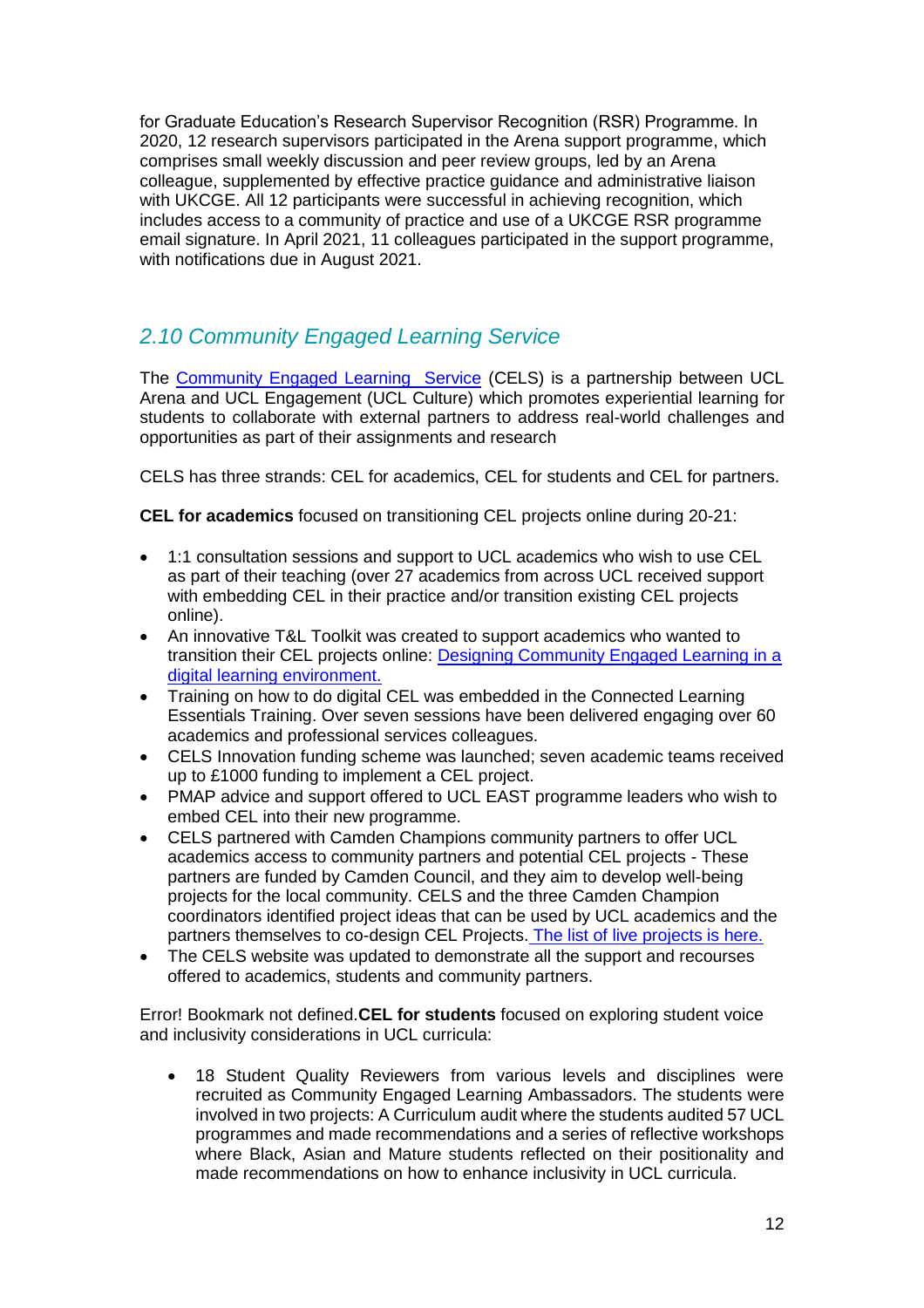for Graduate Education's Research Supervisor Recognition (RSR) Programme. In 2020, 12 research supervisors participated in the Arena support programme, which comprises small weekly discussion and peer review groups, led by an Arena colleague, supplemented by effective practice guidance and administrative liaison with UKCGE. All 12 participants were successful in achieving recognition, which includes access to a community of practice and use of a UKCGE RSR programme email signature. In April 2021, 11 colleagues participated in the support programme, with notifications due in August 2021.

## *2.10 Community Engaged Learning Service*

The Community Engaged Learning Service (CELS) is a partnership between UCL Arena and UCL Engagement (UCL Culture) which promotes experiential learning for students to collaborate with external partners to address real-world challenges and opportunities as part of their assignments and research

CELS has three strands: CEL for academics, CEL for students and CEL for partners.

**CEL for academics** focused on transitioning CEL projects online during 20-21:

- 1:1 consultation sessions and support to UCL academics who wish to use CEL as part of their teaching (over 27 academics from across UCL received support with embedding CEL in their practice and/or transition existing CEL projects online).
- An innovative T&L Toolkit was created to support academics who wanted to transition their CEL projects online: Designing Community Engaged Learning in a digital learning environment.
- Training on how to do digital CEL was embedded in the Connected Learning Essentials Training. Over seven sessions have been delivered engaging over 60 academics and professional services colleagues.
- CELS Innovation funding scheme was launched; seven academic teams received up to £1000 funding to implement a CEL project.
- PMAP advice and support offered to UCL EAST programme leaders who wish to embed CEL into their new programme.
- CELS partnered with Camden Champions community partners to offer UCL academics access to community partners and potential CEL projects - These partners are funded by Camden Council, and they aim to develop well-being projects for the local community. CELS and the three Camden Champion coordinators identified project ideas that can be used by UCL academics and the partners themselves to co-design CEL Projects. The list of live projects is here.
- The CELS website was updated to demonstrate all the support and recourses offered to academics, students and community partners.

Error! Bookmark not defined.**CEL for students** focused on exploring student voice and inclusivity considerations in UCL curricula:

- 18 Student Quality Reviewers from various levels and disciplines were recruited as Community Engaged Learning Ambassadors. The students were involved in two projects: A Curriculum audit where the students audited 57 UCL programmes and made recommendations and a series of reflective workshops where Black, Asian and Mature students reflected on their positionality and made recommendations on how to enhance inclusivity in UCL curricula.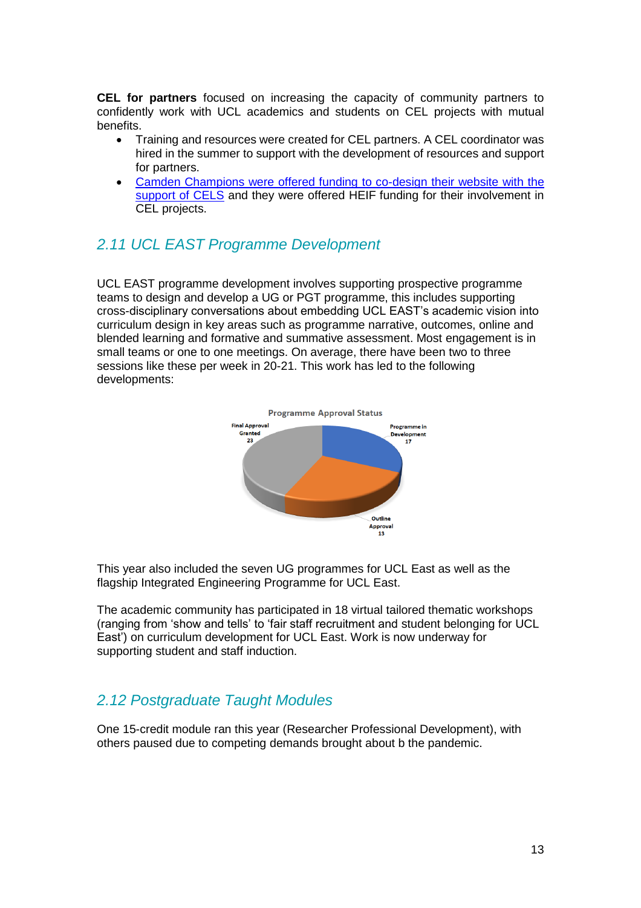**CEL for partners** focused on increasing the capacity of community partners to confidently work with UCL academics and students on CEL projects with mutual benefits.

- Training and resources were created for CEL partners. A CEL coordinator was hired in the summer to support with the development of resources and support for partners.
- Camden Champions were offered funding to co-design their website with the support of CELS and they were offered HEIF funding for their involvement in CEL projects.

## *2.11 UCL EAST Programme Development*

UCL EAST programme development involves supporting prospective programme teams to design and develop a UG or PGT programme, this includes supporting cross-disciplinary conversations about embedding UCL EAST's academic vision into curriculum design in key areas such as programme narrative, outcomes, online and blended learning and formative and summative assessment. Most engagement is in small teams or one to one meetings. On average, there have been two to three sessions like these per week in 20-21. This work has led to the following developments:

**Programme Approval Status**

| Status | Count |
|---|---|
| Programme in Development | 17 |
| Outline Approval | 13 |
| Final Approval Granted | 23 |

This year also included the seven UG programmes for UCL East as well as the flagship Integrated Engineering Programme for UCL East.

The academic community has participated in 18 virtual tailored thematic workshops (ranging from 'show and tells' to 'fair staff recruitment and student belonging for UCL East') on curriculum development for UCL East. Work is now underway for supporting student and staff induction.

## *2.12 Postgraduate Taught Modules*

One 15-credit module ran this year (Researcher Professional Development), with others paused due to competing demands brought about b the pandemic.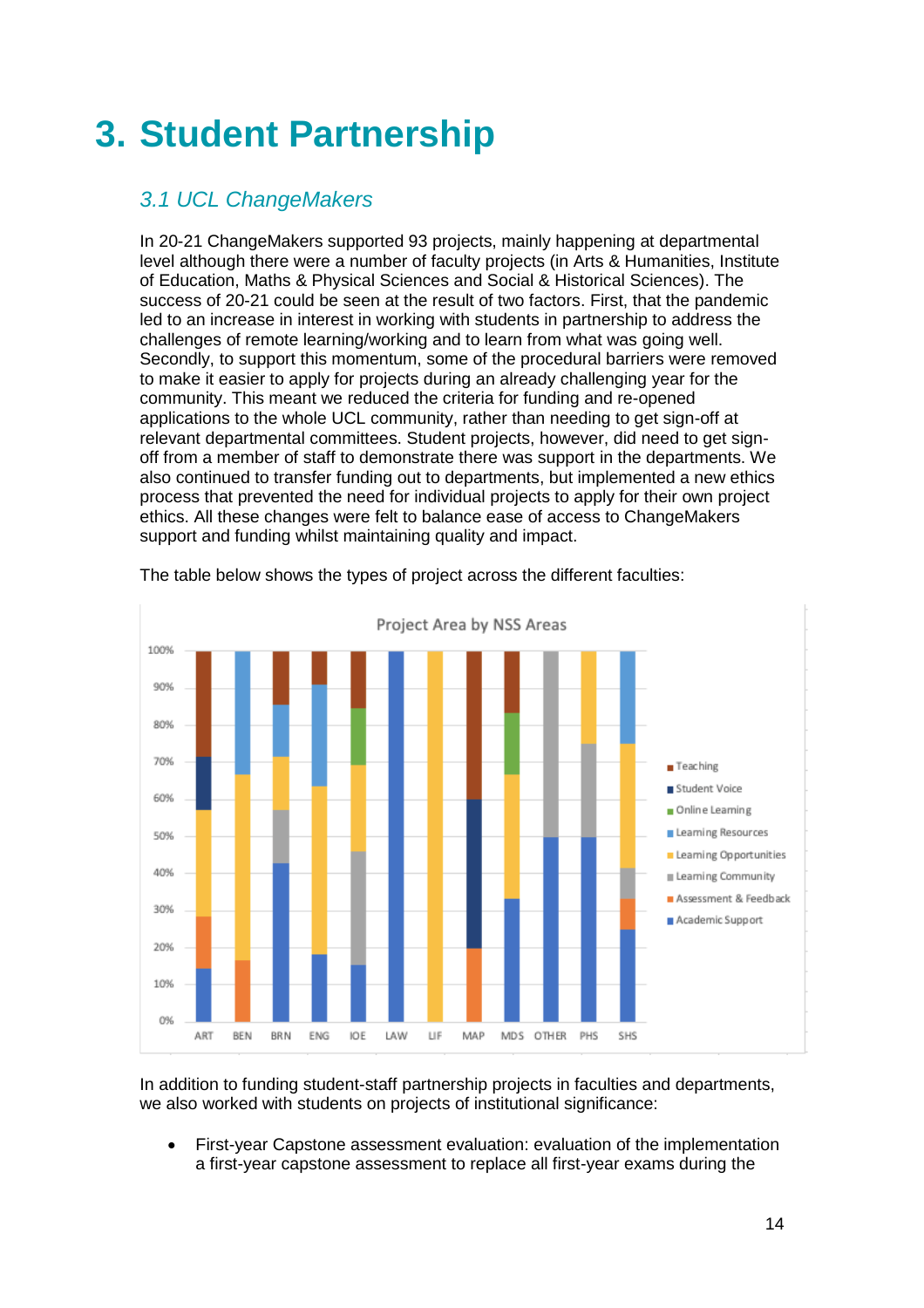# 3. Student Partnership

## *3.1 UCL ChangeMakers*

In 20-21 ChangeMakers supported 93 projects, mainly happening at departmental level although there were a number of faculty projects (in Arts & Humanities, Institute of Education, Maths & Physical Sciences and Social & Historical Sciences). The success of 20-21 could be seen at the result of two factors. First, that the pandemic led to an increase in interest in working with students in partnership to address the challenges of remote learning/working and to learn from what was going well. Secondly, to support this momentum, some of the procedural barriers were removed to make it easier to apply for projects during an already challenging year for the community. This meant we reduced the criteria for funding and re-opened applications to the whole UCL community, rather than needing to get sign-off at relevant departmental committees. Student projects, however, did need to get sign-off from a member of staff to demonstrate there was support in the departments. We also continued to transfer funding out to departments, but implemented a new ethics process that prevented the need for individual projects to apply for their own project ethics. All these changes were felt to balance ease of access to ChangeMakers support and funding whilst maintaining quality and impact.

The table below shows the types of project across the different faculties:

**Project Area by NSS Areas**

Legend: Teaching, Student Voice, Online Learning, Learning Resources, Learning Opportunities, Learning Community, Assessment & Feedback, Academic Support

Faculties: ART, BEN, BRN, ENG, IOE, LAW, LIF, MAP, MDS, OTHER, PHS, SHS

In addition to funding student-staff partnership projects in faculties and departments, we also worked with students on projects of institutional significance:

- First-year Capstone assessment evaluation: evaluation of the implementation a first-year capstone assessment to replace all first-year exams during the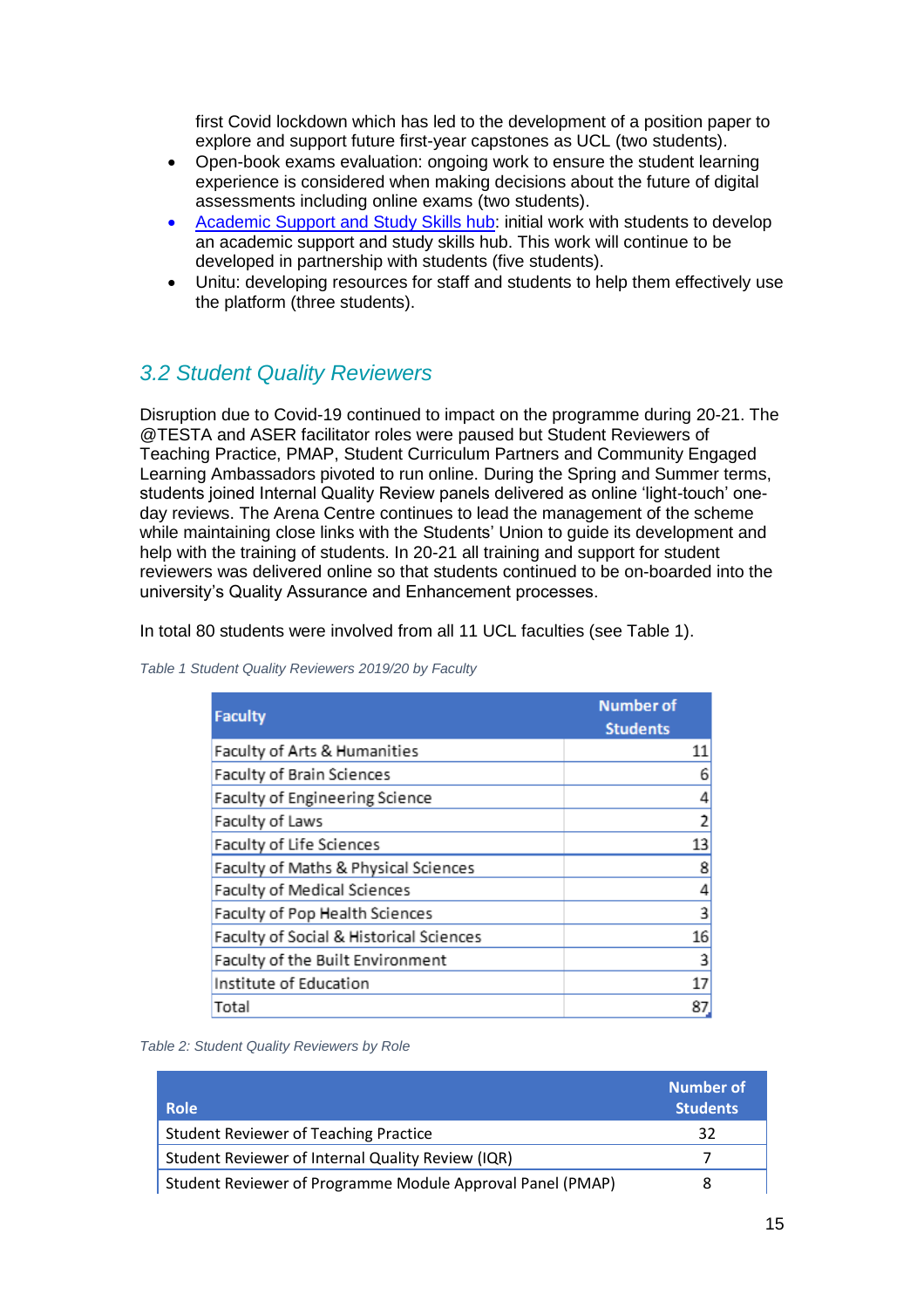first Covid lockdown which has led to the development of a position paper to explore and support future first-year capstones as UCL (two students).

- Open-book exams evaluation: ongoing work to ensure the student learning experience is considered when making decisions about the future of digital assessments including online exams (two students).
- Academic Support and Study Skills hub: initial work with students to develop an academic support and study skills hub. This work will continue to be developed in partnership with students (five students).
- Unitu: developing resources for staff and students to help them effectively use the platform (three students).

## 3.2 Student Quality Reviewers

Disruption due to Covid-19 continued to impact on the programme during 20-21. The @TESTA and ASER facilitator roles were paused but Student Reviewers of Teaching Practice, PMAP, Student Curriculum Partners and Community Engaged Learning Ambassadors pivoted to run online. During the Spring and Summer terms, students joined Internal Quality Review panels delivered as online 'light-touch' one-day reviews. The Arena Centre continues to lead the management of the scheme while maintaining close links with the Students' Union to guide its development and help with the training of students. In 20-21 all training and support for student reviewers was delivered online so that students continued to be on-boarded into the university's Quality Assurance and Enhancement processes.

In total 80 students were involved from all 11 UCL faculties (see Table 1).

*Table 1 Student Quality Reviewers 2019/20 by Faculty*

| Faculty | Number of Students |
|---|---|
| Faculty of Arts & Humanities | 11 |
| Faculty of Brain Sciences | 6 |
| Faculty of Engineering Science | 4 |
| Faculty of Laws | 2 |
| Faculty of Life Sciences | 13 |
| Faculty of Maths & Physical Sciences | 8 |
| Faculty of Medical Sciences | 4 |
| Faculty of Pop Health Sciences | 3 |
| Faculty of Social & Historical Sciences | 16 |
| Faculty of the Built Environment | 3 |
| Institute of Education | 17 |
| Total | 87 |

*Table 2: Student Quality Reviewers by Role*

| Role | Number of Students |
|---|---|
| Student Reviewer of Teaching Practice | 32 |
| Student Reviewer of Internal Quality Review (IQR) | 7 |
| Student Reviewer of Programme Module Approval Panel (PMAP) | 8 |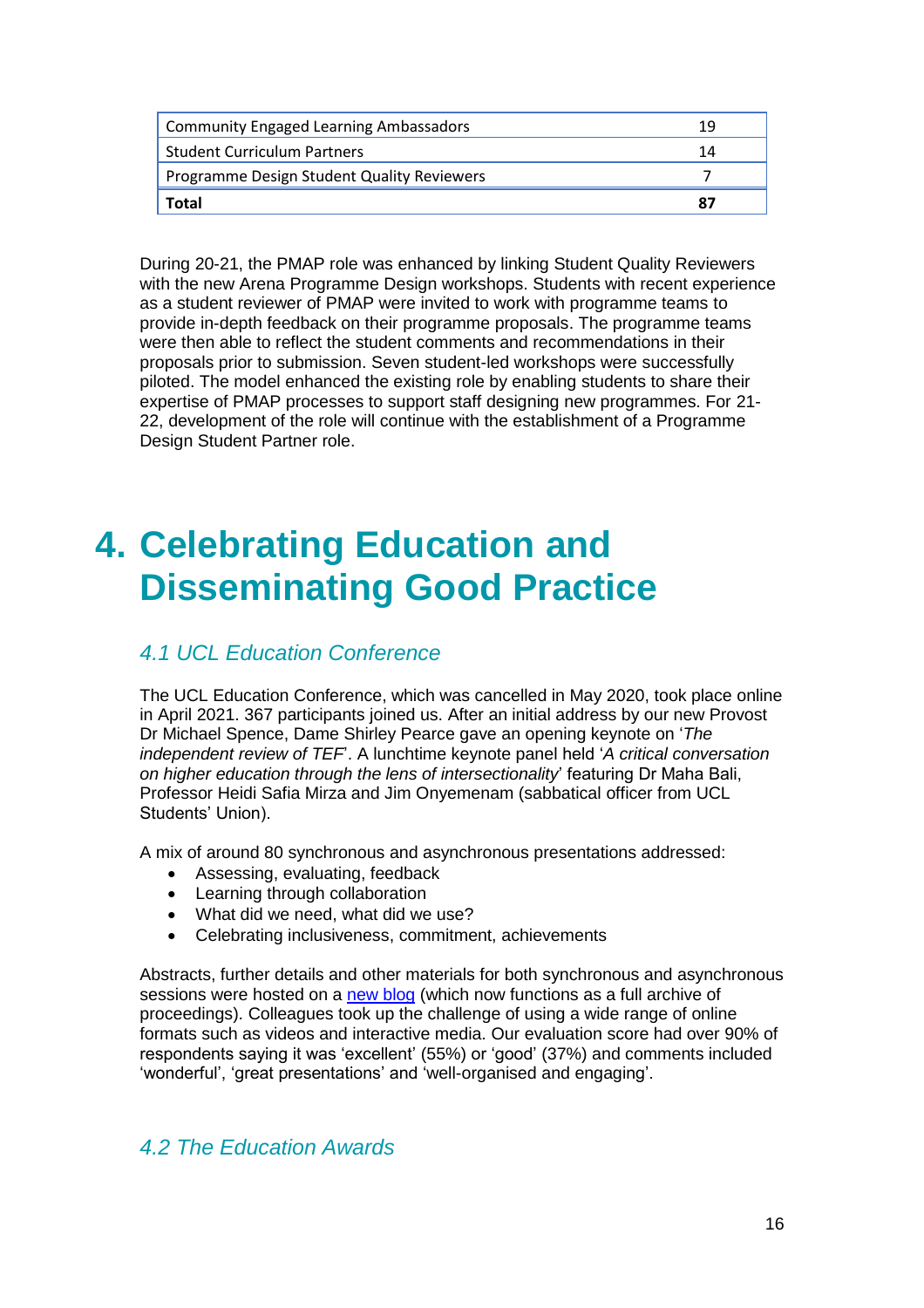| | |
|---|---|
| Community Engaged Learning Ambassadors | 19 |
| Student Curriculum Partners | 14 |
| Programme Design Student Quality Reviewers | 7 |
| **Total** | **87** |

During 20-21, the PMAP role was enhanced by linking Student Quality Reviewers with the new Arena Programme Design workshops. Students with recent experience as a student reviewer of PMAP were invited to work with programme teams to provide in-depth feedback on their programme proposals. The programme teams were then able to reflect the student comments and recommendations in their proposals prior to submission. Seven student-led workshops were successfully piloted. The model enhanced the existing role by enabling students to share their expertise of PMAP processes to support staff designing new programmes. For 21-22, development of the role will continue with the establishment of a Programme Design Student Partner role.

# 4. Celebrating Education and Disseminating Good Practice

## *4.1 UCL Education Conference*

The UCL Education Conference, which was cancelled in May 2020, took place online in April 2021. 367 participants joined us. After an initial address by our new Provost Dr Michael Spence, Dame Shirley Pearce gave an opening keynote on '*The independent review of TEF*'. A lunchtime keynote panel held '*A critical conversation on higher education through the lens of intersectionality*' featuring Dr Maha Bali, Professor Heidi Safia Mirza and Jim Onyemenam (sabbatical officer from UCL Students' Union).

A mix of around 80 synchronous and asynchronous presentations addressed:

- Assessing, evaluating, feedback
- Learning through collaboration
- What did we need, what did we use?
- Celebrating inclusiveness, commitment, achievements

Abstracts, further details and other materials for both synchronous and asynchronous sessions were hosted on a new blog (which now functions as a full archive of proceedings). Colleagues took up the challenge of using a wide range of online formats such as videos and interactive media. Our evaluation score had over 90% of respondents saying it was 'excellent' (55%) or 'good' (37%) and comments included 'wonderful', 'great presentations' and 'well-organised and engaging'.

## *4.2 The Education Awards*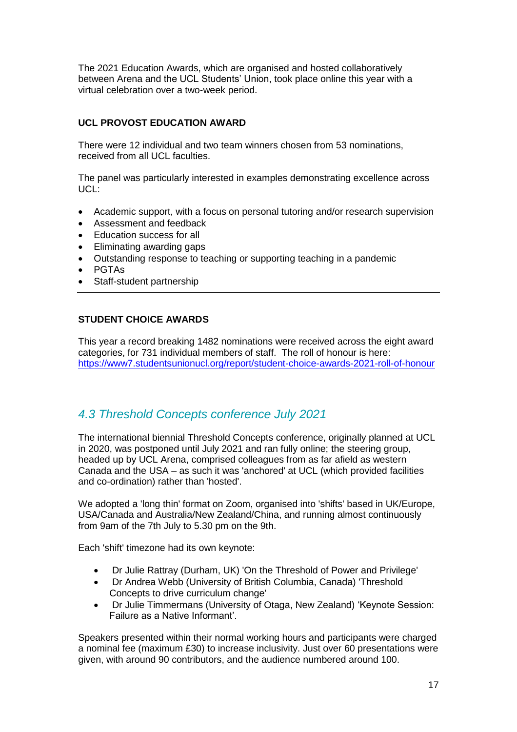The 2021 Education Awards, which are organised and hosted collaboratively between Arena and the UCL Students' Union, took place online this year with a virtual celebration over a two-week period.

---

**UCL PROVOST EDUCATION AWARD**

There were 12 individual and two team winners chosen from 53 nominations, received from all UCL faculties.

The panel was particularly interested in examples demonstrating excellence across UCL:

- Academic support, with a focus on personal tutoring and/or research supervision
- Assessment and feedback
- Education success for all
- Eliminating awarding gaps
- Outstanding response to teaching or supporting teaching in a pandemic
- PGTAs
- Staff-student partnership

---

**STUDENT CHOICE AWARDS**

This year a record breaking 1482 nominations were received across the eight award categories, for 731 individual members of staff. The roll of honour is here: https://www7.studentsunionucl.org/report/student-choice-awards-2021-roll-of-honour

## *4.3 Threshold Concepts conference July 2021*

The international biennial Threshold Concepts conference, originally planned at UCL in 2020, was postponed until July 2021 and ran fully online; the steering group, headed up by UCL Arena, comprised colleagues from as far afield as western Canada and the USA – as such it was 'anchored' at UCL (which provided facilities and co-ordination) rather than 'hosted'.

We adopted a 'long thin' format on Zoom, organised into 'shifts' based in UK/Europe, USA/Canada and Australia/New Zealand/China, and running almost continuously from 9am of the 7th July to 5.30 pm on the 9th.

Each 'shift' timezone had its own keynote:

- Dr Julie Rattray (Durham, UK) 'On the Threshold of Power and Privilege'
- Dr Andrea Webb (University of British Columbia, Canada) 'Threshold Concepts to drive curriculum change'
- Dr Julie Timmermans (University of Otaga, New Zealand) 'Keynote Session: Failure as a Native Informant'.

Speakers presented within their normal working hours and participants were charged a nominal fee (maximum £30) to increase inclusivity. Just over 60 presentations were given, with around 90 contributors, and the audience numbered around 100.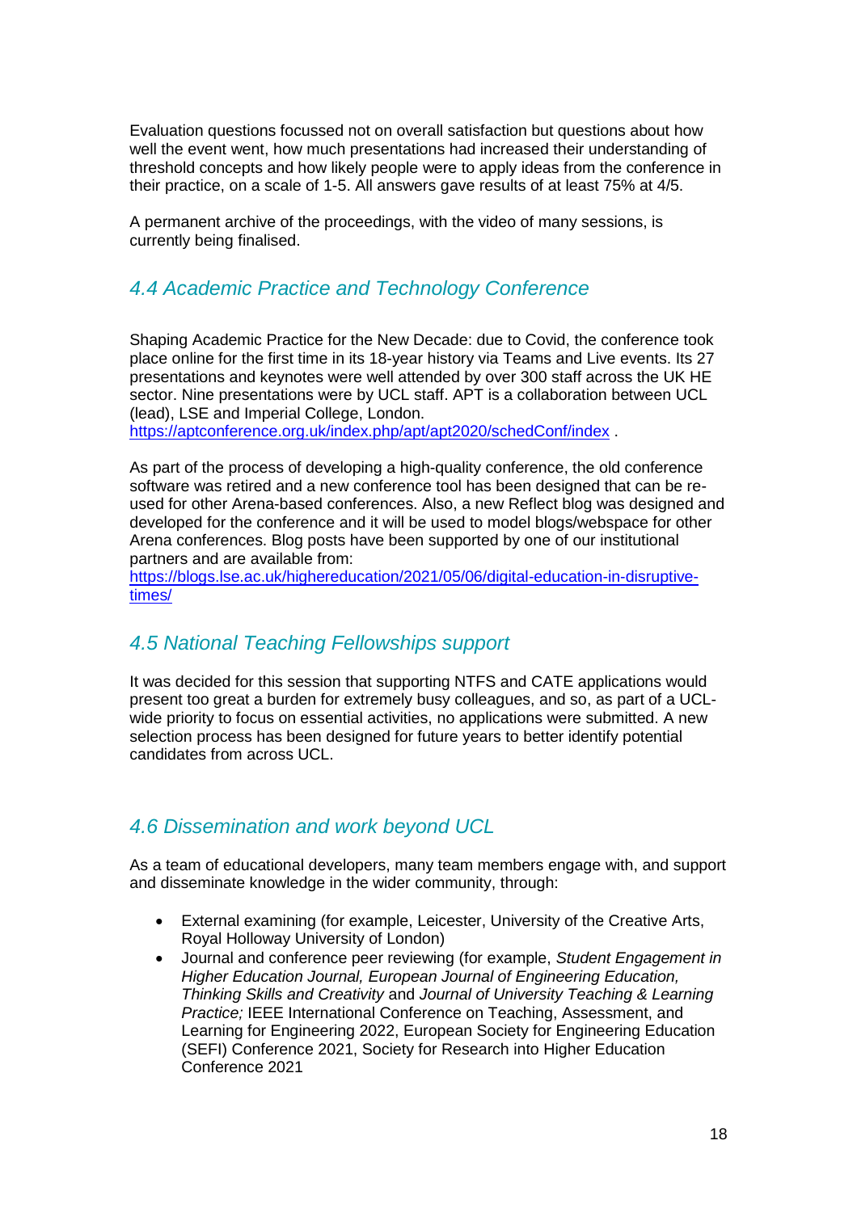Evaluation questions focussed not on overall satisfaction but questions about how well the event went, how much presentations had increased their understanding of threshold concepts and how likely people were to apply ideas from the conference in their practice, on a scale of 1-5. All answers gave results of at least 75% at 4/5.

A permanent archive of the proceedings, with the video of many sessions, is currently being finalised.

## *4.4 Academic Practice and Technology Conference*

Shaping Academic Practice for the New Decade: due to Covid, the conference took place online for the first time in its 18-year history via Teams and Live events. Its 27 presentations and keynotes were well attended by over 300 staff across the UK HE sector. Nine presentations were by UCL staff. APT is a collaboration between UCL (lead), LSE and Imperial College, London.
https://aptconference.org.uk/index.php/apt/apt2020/schedConf/index .

As part of the process of developing a high-quality conference, the old conference software was retired and a new conference tool has been designed that can be re-used for other Arena-based conferences. Also, a new Reflect blog was designed and developed for the conference and it will be used to model blogs/webspace for other Arena conferences. Blog posts have been supported by one of our institutional partners and are available from:
https://blogs.lse.ac.uk/highereducation/2021/05/06/digital-education-in-disruptive-times/

## *4.5 National Teaching Fellowships support*

It was decided for this session that supporting NTFS and CATE applications would present too great a burden for extremely busy colleagues, and so, as part of a UCL-wide priority to focus on essential activities, no applications were submitted. A new selection process has been designed for future years to better identify potential candidates from across UCL.

## *4.6 Dissemination and work beyond UCL*

As a team of educational developers, many team members engage with, and support and disseminate knowledge in the wider community, through:

- External examining (for example, Leicester, University of the Creative Arts, Royal Holloway University of London)
- Journal and conference peer reviewing (for example, *Student Engagement in Higher Education Journal, European Journal of Engineering Education, Thinking Skills and Creativity* and *Journal of University Teaching & Learning Practice;* IEEE International Conference on Teaching, Assessment, and Learning for Engineering 2022, European Society for Engineering Education (SEFI) Conference 2021, Society for Research into Higher Education Conference 2021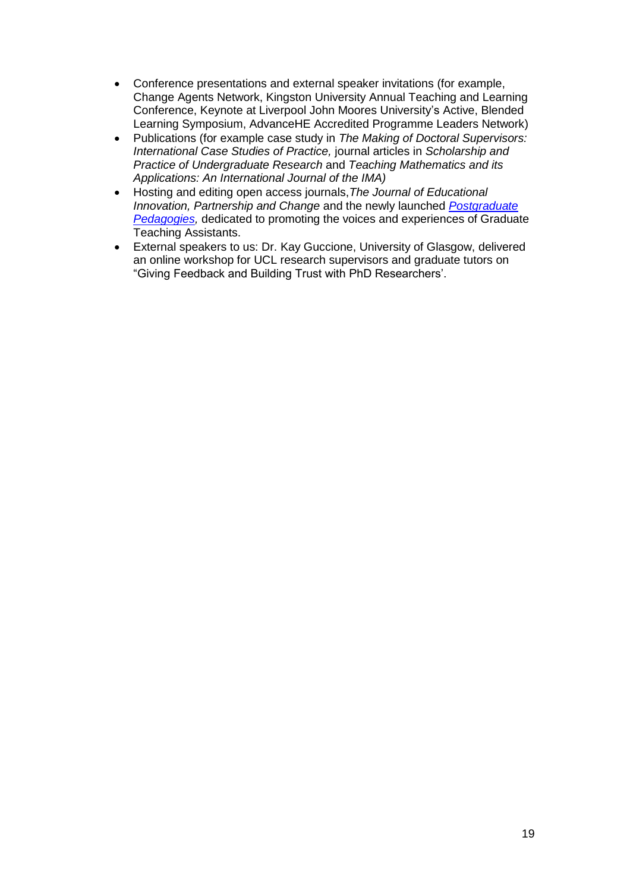- Conference presentations and external speaker invitations (for example, Change Agents Network, Kingston University Annual Teaching and Learning Conference, Keynote at Liverpool John Moores University's Active, Blended Learning Symposium, AdvanceHE Accredited Programme Leaders Network)
- Publications (for example case study in *The Making of Doctoral Supervisors: International Case Studies of Practice,* journal articles in *Scholarship and Practice of Undergraduate Research* and *Teaching Mathematics and its Applications: An International Journal of the IMA)*
- Hosting and editing open access journals,*The Journal of Educational Innovation, Partnership and Change* and the newly launched *Postgraduate Pedagogies,* dedicated to promoting the voices and experiences of Graduate Teaching Assistants.
- External speakers to us: Dr. Kay Guccione, University of Glasgow, delivered an online workshop for UCL research supervisors and graduate tutors on "Giving Feedback and Building Trust with PhD Researchers'.